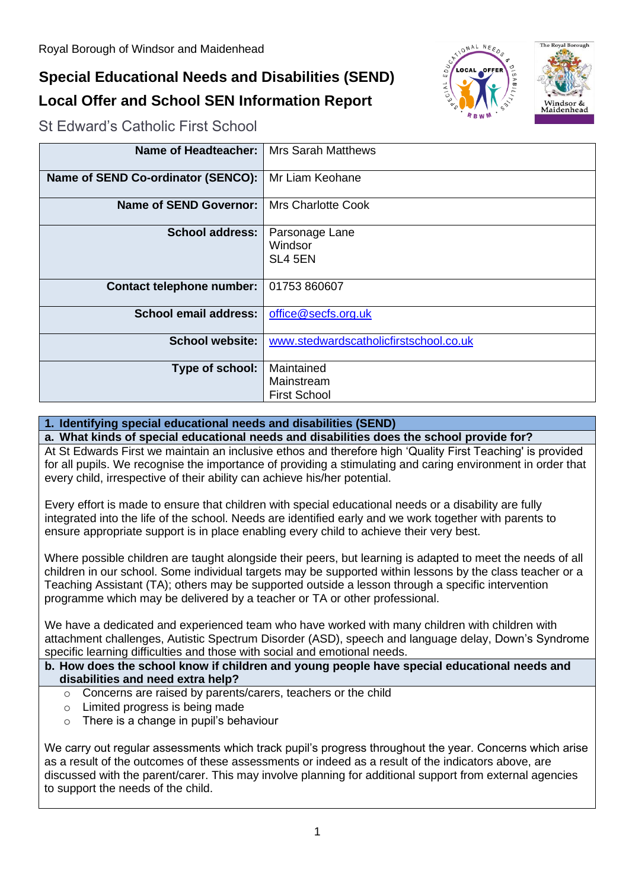Royal Borough of Windsor and Maidenhead

# Special Educational Needs and Disabilities (SEND) Local Offer and School SEN Information Report

## St Edward's Catholic First School

| | |
|---|---|
| **Name of Headteacher:** | Mrs Sarah Matthews |
| **Name of SEND Co-ordinator (SENCO):** | Mr Liam Keohane |
| **Name of SEND Governor:** | Mrs Charlotte Cook |
| **School address:** | Parsonage Lane<br>Windsor<br>SL4 5EN |
| **Contact telephone number:** | 01753 860607 |
| **School email address:** | office@secfs.org.uk |
| **School website:** | www.stedwardscatholicfirstschool.co.uk |
| **Type of school:** | Maintained<br>Mainstream<br>First School |

### 1. Identifying special educational needs and disabilities (SEND)

**a. What kinds of special educational needs and disabilities does the school provide for?**

At St Edwards First we maintain an inclusive ethos and therefore high 'Quality First Teaching' is provided for all pupils. We recognise the importance of providing a stimulating and caring environment in order that every child, irrespective of their ability can achieve his/her potential.

Every effort is made to ensure that children with special educational needs or a disability are fully integrated into the life of the school. Needs are identified early and we work together with parents to ensure appropriate support is in place enabling every child to achieve their very best.

Where possible children are taught alongside their peers, but learning is adapted to meet the needs of all children in our school. Some individual targets may be supported within lessons by the class teacher or a Teaching Assistant (TA); others may be supported outside a lesson through a specific intervention programme which may be delivered by a teacher or TA or other professional.

We have a dedicated and experienced team who have worked with many children with children with attachment challenges, Autistic Spectrum Disorder (ASD), speech and language delay, Down's Syndrome specific learning difficulties and those with social and emotional needs.

**b. How does the school know if children and young people have special educational needs and disabilities and need extra help?**

- Concerns are raised by parents/carers, teachers or the child
- Limited progress is being made
- There is a change in pupil's behaviour

We carry out regular assessments which track pupil's progress throughout the year. Concerns which arise as a result of the outcomes of these assessments or indeed as a result of the indicators above, are discussed with the parent/carer. This may involve planning for additional support from external agencies to support the needs of the child.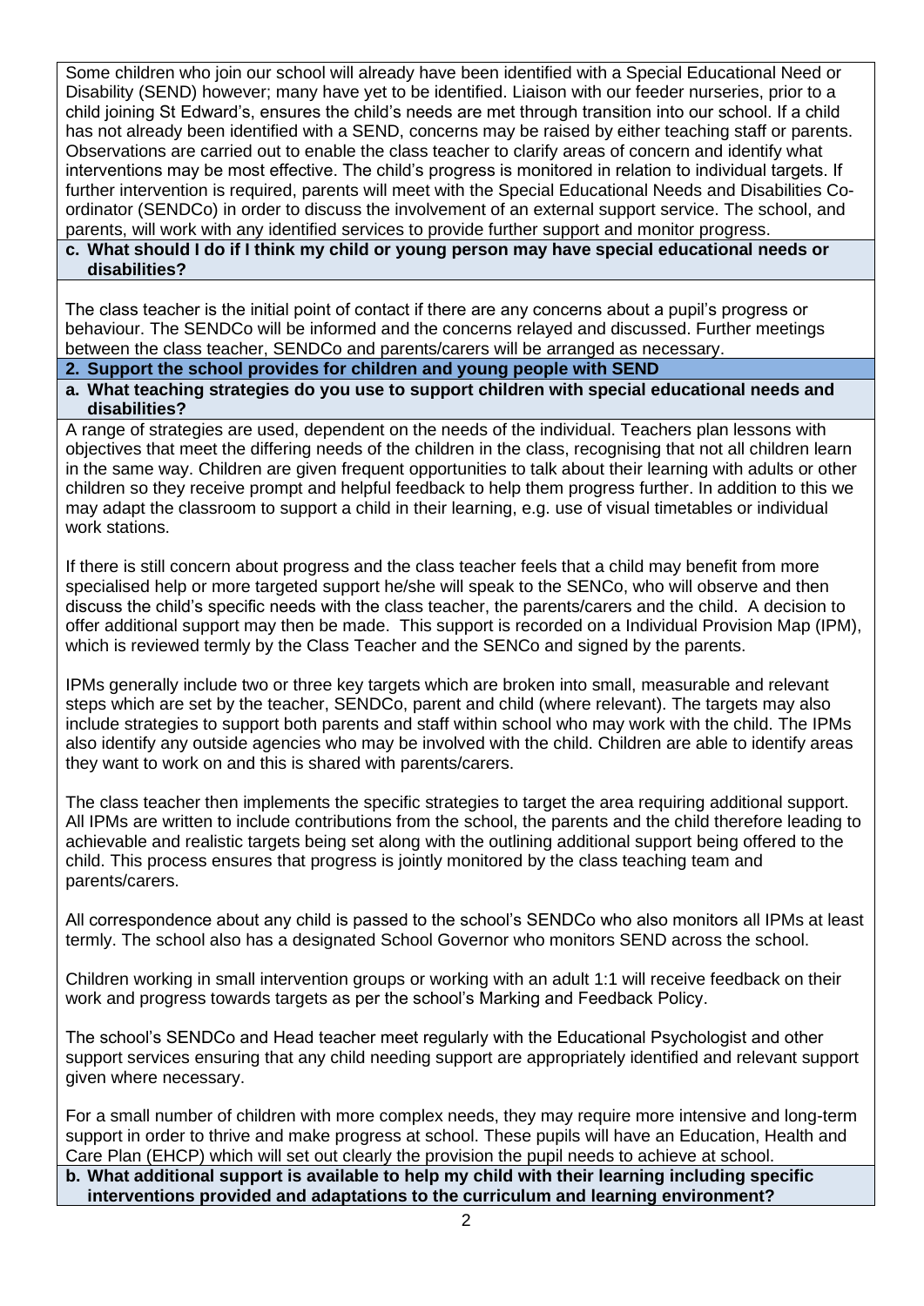Some children who join our school will already have been identified with a Special Educational Need or Disability (SEND) however; many have yet to be identified. Liaison with our feeder nurseries, prior to a child joining St Edward's, ensures the child's needs are met through transition into our school. If a child has not already been identified with a SEND, concerns may be raised by either teaching staff or parents. Observations are carried out to enable the class teacher to clarify areas of concern and identify what interventions may be most effective. The child's progress is monitored in relation to individual targets. If further intervention is required, parents will meet with the Special Educational Needs and Disabilities Co-ordinator (SENDCo) in order to discuss the involvement of an external support service. The school, and parents, will work with any identified services to provide further support and monitor progress.

### c. What should I do if I think my child or young person may have special educational needs or disabilities?

The class teacher is the initial point of contact if there are any concerns about a pupil's progress or behaviour. The SENDCo will be informed and the concerns relayed and discussed. Further meetings between the class teacher, SENDCo and parents/carers will be arranged as necessary.

## 2. Support the school provides for children and young people with SEND

### a. What teaching strategies do you use to support children with special educational needs and disabilities?

A range of strategies are used, dependent on the needs of the individual. Teachers plan lessons with objectives that meet the differing needs of the children in the class, recognising that not all children learn in the same way. Children are given frequent opportunities to talk about their learning with adults or other children so they receive prompt and helpful feedback to help them progress further. In addition to this we may adapt the classroom to support a child in their learning, e.g. use of visual timetables or individual work stations.

If there is still concern about progress and the class teacher feels that a child may benefit from more specialised help or more targeted support he/she will speak to the SENCo, who will observe and then discuss the child's specific needs with the class teacher, the parents/carers and the child. A decision to offer additional support may then be made. This support is recorded on a Individual Provision Map (IPM), which is reviewed termly by the Class Teacher and the SENCo and signed by the parents.

IPMs generally include two or three key targets which are broken into small, measurable and relevant steps which are set by the teacher, SENDCo, parent and child (where relevant). The targets may also include strategies to support both parents and staff within school who may work with the child. The IPMs also identify any outside agencies who may be involved with the child. Children are able to identify areas they want to work on and this is shared with parents/carers.

The class teacher then implements the specific strategies to target the area requiring additional support. All IPMs are written to include contributions from the school, the parents and the child therefore leading to achievable and realistic targets being set along with the outlining additional support being offered to the child. This process ensures that progress is jointly monitored by the class teaching team and parents/carers.

All correspondence about any child is passed to the school's SENDCo who also monitors all IPMs at least termly. The school also has a designated School Governor who monitors SEND across the school.

Children working in small intervention groups or working with an adult 1:1 will receive feedback on their work and progress towards targets as per the school's Marking and Feedback Policy.

The school's SENDCo and Head teacher meet regularly with the Educational Psychologist and other support services ensuring that any child needing support are appropriately identified and relevant support given where necessary.

For a small number of children with more complex needs, they may require more intensive and long-term support in order to thrive and make progress at school. These pupils will have an Education, Health and Care Plan (EHCP) which will set out clearly the provision the pupil needs to achieve at school.

### b. What additional support is available to help my child with their learning including specific interventions provided and adaptations to the curriculum and learning environment?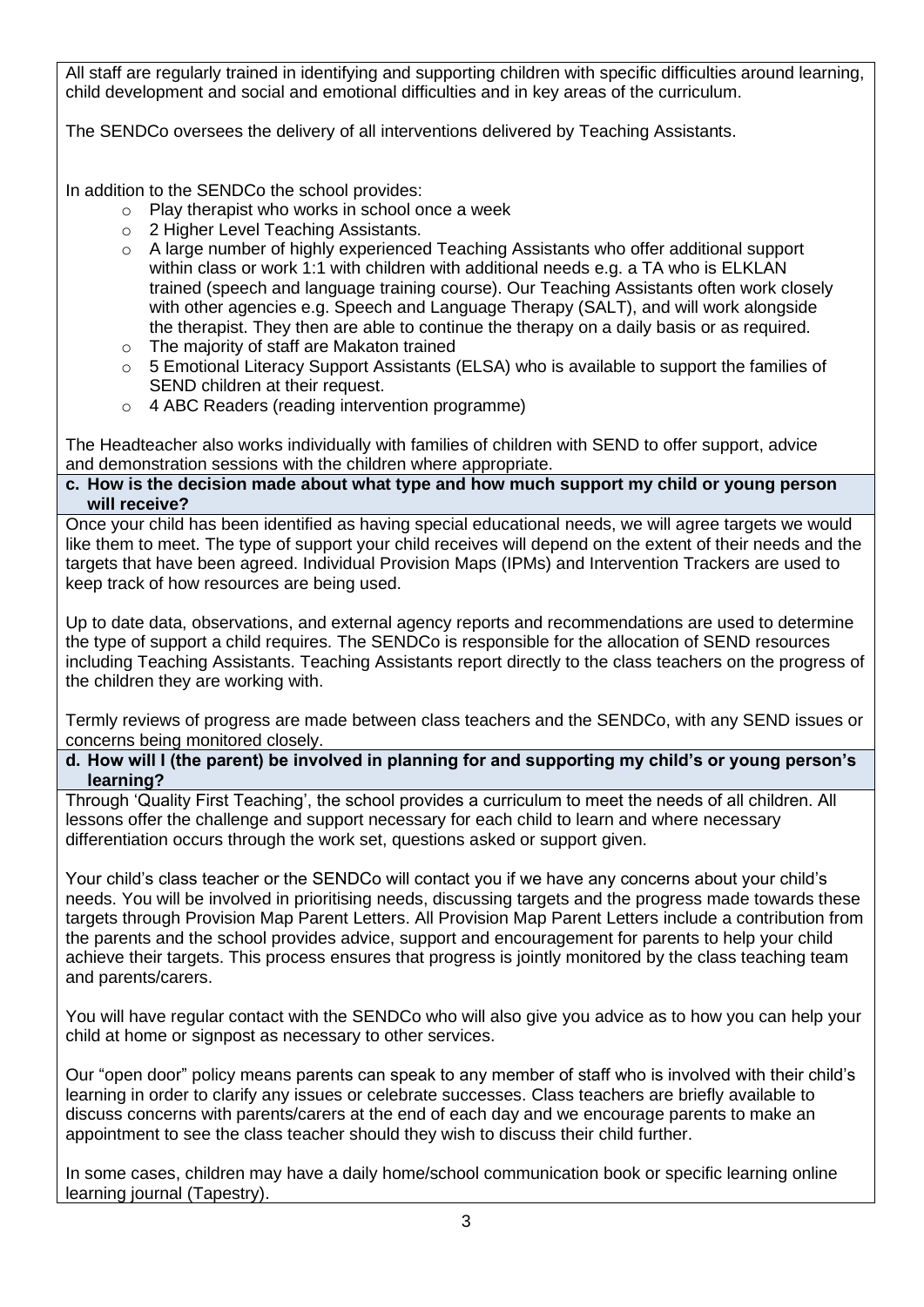All staff are regularly trained in identifying and supporting children with specific difficulties around learning, child development and social and emotional difficulties and in key areas of the curriculum.

The SENDCo oversees the delivery of all interventions delivered by Teaching Assistants.

In addition to the SENDCo the school provides:

- Play therapist who works in school once a week
- 2 Higher Level Teaching Assistants.
- A large number of highly experienced Teaching Assistants who offer additional support within class or work 1:1 with children with additional needs e.g. a TA who is ELKLAN trained (speech and language training course). Our Teaching Assistants often work closely with other agencies e.g. Speech and Language Therapy (SALT), and will work alongside the therapist. They then are able to continue the therapy on a daily basis or as required.
- The majority of staff are Makaton trained
- 5 Emotional Literacy Support Assistants (ELSA) who is available to support the families of SEND children at their request.
- 4 ABC Readers (reading intervention programme)

The Headteacher also works individually with families of children with SEND to offer support, advice and demonstration sessions with the children where appropriate.

**c. How is the decision made about what type and how much support my child or young person will receive?**

Once your child has been identified as having special educational needs, we will agree targets we would like them to meet. The type of support your child receives will depend on the extent of their needs and the targets that have been agreed. Individual Provision Maps (IPMs) and Intervention Trackers are used to keep track of how resources are being used.

Up to date data, observations, and external agency reports and recommendations are used to determine the type of support a child requires. The SENDCo is responsible for the allocation of SEND resources including Teaching Assistants. Teaching Assistants report directly to the class teachers on the progress of the children they are working with.

Termly reviews of progress are made between class teachers and the SENDCo, with any SEND issues or concerns being monitored closely.

**d. How will I (the parent) be involved in planning for and supporting my child's or young person's learning?**

Through 'Quality First Teaching', the school provides a curriculum to meet the needs of all children. All lessons offer the challenge and support necessary for each child to learn and where necessary differentiation occurs through the work set, questions asked or support given.

Your child's class teacher or the SENDCo will contact you if we have any concerns about your child's needs. You will be involved in prioritising needs, discussing targets and the progress made towards these targets through Provision Map Parent Letters. All Provision Map Parent Letters include a contribution from the parents and the school provides advice, support and encouragement for parents to help your child achieve their targets. This process ensures that progress is jointly monitored by the class teaching team and parents/carers.

You will have regular contact with the SENDCo who will also give you advice as to how you can help your child at home or signpost as necessary to other services.

Our "open door" policy means parents can speak to any member of staff who is involved with their child's learning in order to clarify any issues or celebrate successes. Class teachers are briefly available to discuss concerns with parents/carers at the end of each day and we encourage parents to make an appointment to see the class teacher should they wish to discuss their child further.

In some cases, children may have a daily home/school communication book or specific learning online learning journal (Tapestry).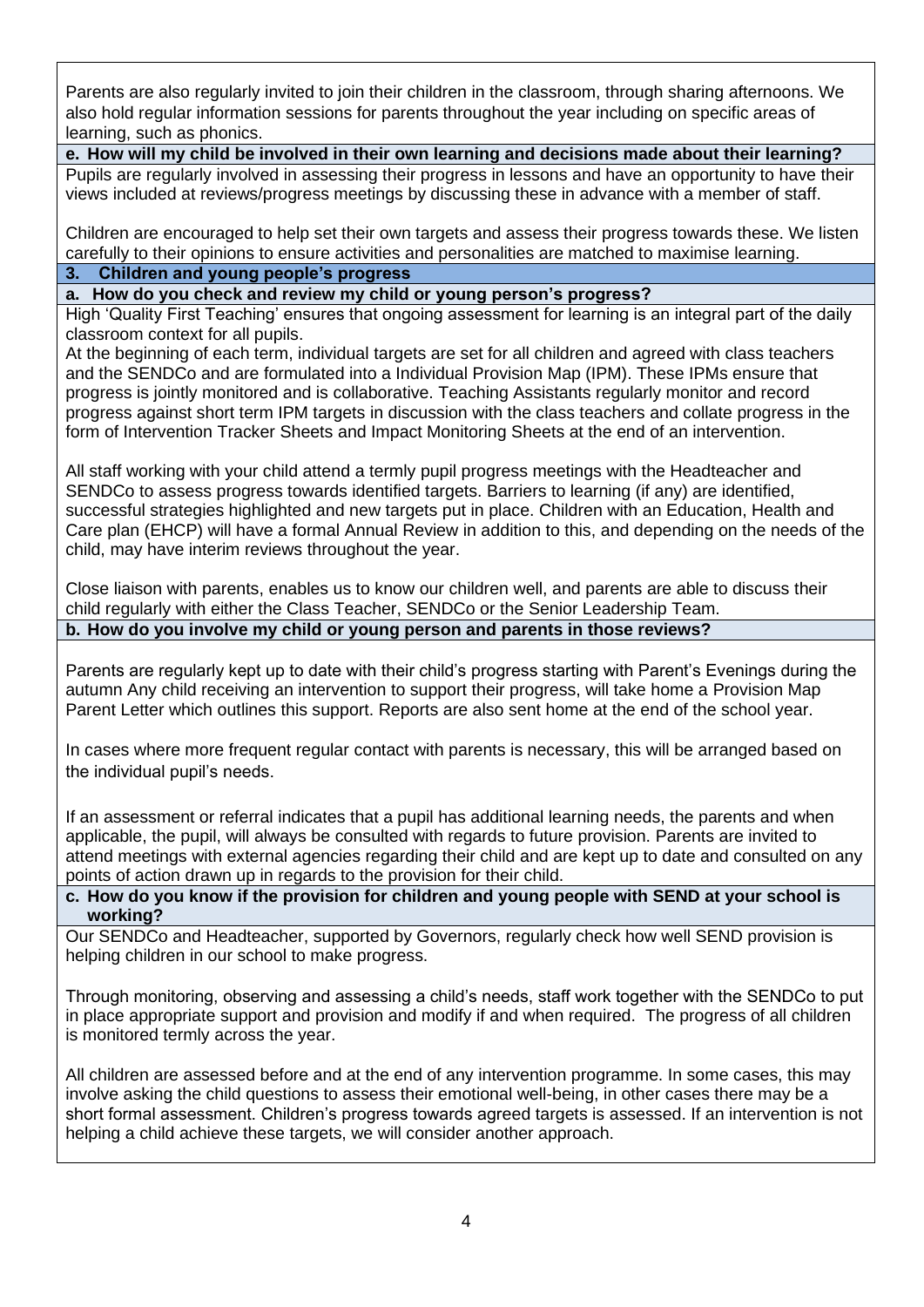Parents are also regularly invited to join their children in the classroom, through sharing afternoons. We also hold regular information sessions for parents throughout the year including on specific areas of learning, such as phonics.

**e. How will my child be involved in their own learning and decisions made about their learning?**

Pupils are regularly involved in assessing their progress in lessons and have an opportunity to have their views included at reviews/progress meetings by discussing these in advance with a member of staff.

Children are encouraged to help set their own targets and assess their progress towards these. We listen carefully to their opinions to ensure activities and personalities are matched to maximise learning.

## 3. Children and young people's progress

**a. How do you check and review my child or young person's progress?**

High 'Quality First Teaching' ensures that ongoing assessment for learning is an integral part of the daily classroom context for all pupils.

At the beginning of each term, individual targets are set for all children and agreed with class teachers and the SENDCo and are formulated into a Individual Provision Map (IPM). These IPMs ensure that progress is jointly monitored and is collaborative. Teaching Assistants regularly monitor and record progress against short term IPM targets in discussion with the class teachers and collate progress in the form of Intervention Tracker Sheets and Impact Monitoring Sheets at the end of an intervention.

All staff working with your child attend a termly pupil progress meetings with the Headteacher and SENDCo to assess progress towards identified targets. Barriers to learning (if any) are identified, successful strategies highlighted and new targets put in place. Children with an Education, Health and Care plan (EHCP) will have a formal Annual Review in addition to this, and depending on the needs of the child, may have interim reviews throughout the year.

Close liaison with parents, enables us to know our children well, and parents are able to discuss their child regularly with either the Class Teacher, SENDCo or the Senior Leadership Team.

**b. How do you involve my child or young person and parents in those reviews?**

Parents are regularly kept up to date with their child's progress starting with Parent's Evenings during the autumn Any child receiving an intervention to support their progress, will take home a Provision Map Parent Letter which outlines this support. Reports are also sent home at the end of the school year.

In cases where more frequent regular contact with parents is necessary, this will be arranged based on the individual pupil's needs.

If an assessment or referral indicates that a pupil has additional learning needs, the parents and when applicable, the pupil, will always be consulted with regards to future provision. Parents are invited to attend meetings with external agencies regarding their child and are kept up to date and consulted on any points of action drawn up in regards to the provision for their child.

**c. How do you know if the provision for children and young people with SEND at your school is working?**

Our SENDCo and Headteacher, supported by Governors, regularly check how well SEND provision is helping children in our school to make progress.

Through monitoring, observing and assessing a child's needs, staff work together with the SENDCo to put in place appropriate support and provision and modify if and when required. The progress of all children is monitored termly across the year.

All children are assessed before and at the end of any intervention programme. In some cases, this may involve asking the child questions to assess their emotional well-being, in other cases there may be a short formal assessment. Children's progress towards agreed targets is assessed. If an intervention is not helping a child achieve these targets, we will consider another approach.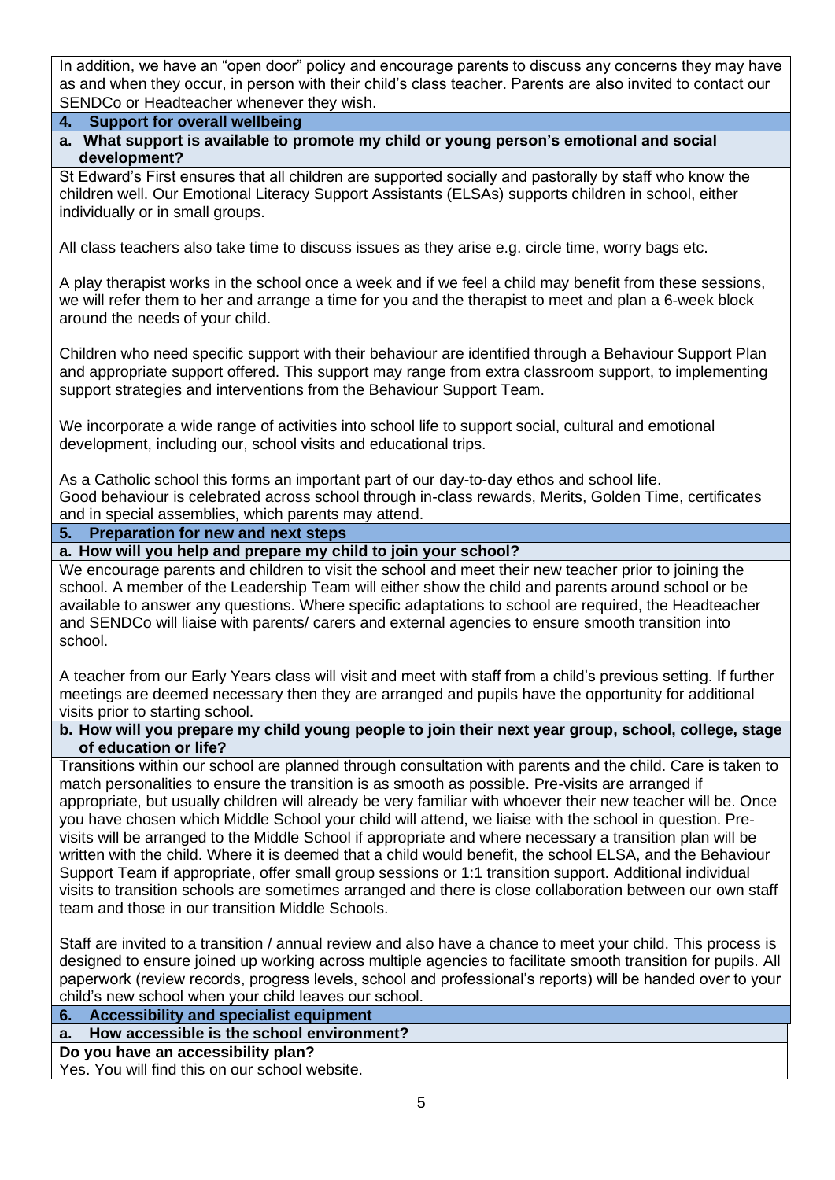In addition, we have an "open door" policy and encourage parents to discuss any concerns they may have as and when they occur, in person with their child's class teacher. Parents are also invited to contact our SENDCo or Headteacher whenever they wish.

## 4. Support for overall wellbeing

### a. What support is available to promote my child or young person's emotional and social development?

St Edward's First ensures that all children are supported socially and pastorally by staff who know the children well. Our Emotional Literacy Support Assistants (ELSAs) supports children in school, either individually or in small groups.

All class teachers also take time to discuss issues as they arise e.g. circle time, worry bags etc.

A play therapist works in the school once a week and if we feel a child may benefit from these sessions, we will refer them to her and arrange a time for you and the therapist to meet and plan a 6-week block around the needs of your child.

Children who need specific support with their behaviour are identified through a Behaviour Support Plan and appropriate support offered. This support may range from extra classroom support, to implementing support strategies and interventions from the Behaviour Support Team.

We incorporate a wide range of activities into school life to support social, cultural and emotional development, including our, school visits and educational trips.

As a Catholic school this forms an important part of our day-to-day ethos and school life.
Good behaviour is celebrated across school through in-class rewards, Merits, Golden Time, certificates and in special assemblies, which parents may attend.

## 5. Preparation for new and next steps

### a. How will you help and prepare my child to join your school?

We encourage parents and children to visit the school and meet their new teacher prior to joining the school. A member of the Leadership Team will either show the child and parents around school or be available to answer any questions. Where specific adaptations to school are required, the Headteacher and SENDCo will liaise with parents/ carers and external agencies to ensure smooth transition into school.

A teacher from our Early Years class will visit and meet with staff from a child's previous setting. If further meetings are deemed necessary then they are arranged and pupils have the opportunity for additional visits prior to starting school.

### b. How will you prepare my child young people to join their next year group, school, college, stage of education or life?

Transitions within our school are planned through consultation with parents and the child. Care is taken to match personalities to ensure the transition is as smooth as possible. Pre-visits are arranged if appropriate, but usually children will already be very familiar with whoever their new teacher will be. Once you have chosen which Middle School your child will attend, we liaise with the school in question. Pre-visits will be arranged to the Middle School if appropriate and where necessary a transition plan will be written with the child. Where it is deemed that a child would benefit, the school ELSA, and the Behaviour Support Team if appropriate, offer small group sessions or 1:1 transition support. Additional individual visits to transition schools are sometimes arranged and there is close collaboration between our own staff team and those in our transition Middle Schools.

Staff are invited to a transition / annual review and also have a chance to meet your child. This process is designed to ensure joined up working across multiple agencies to facilitate smooth transition for pupils. All paperwork (review records, progress levels, school and professional's reports) will be handed over to your child's new school when your child leaves our school.

## 6. Accessibility and specialist equipment

### a. How accessible is the school environment?

**Do you have an accessibility plan?**

Yes. You will find this on our school website.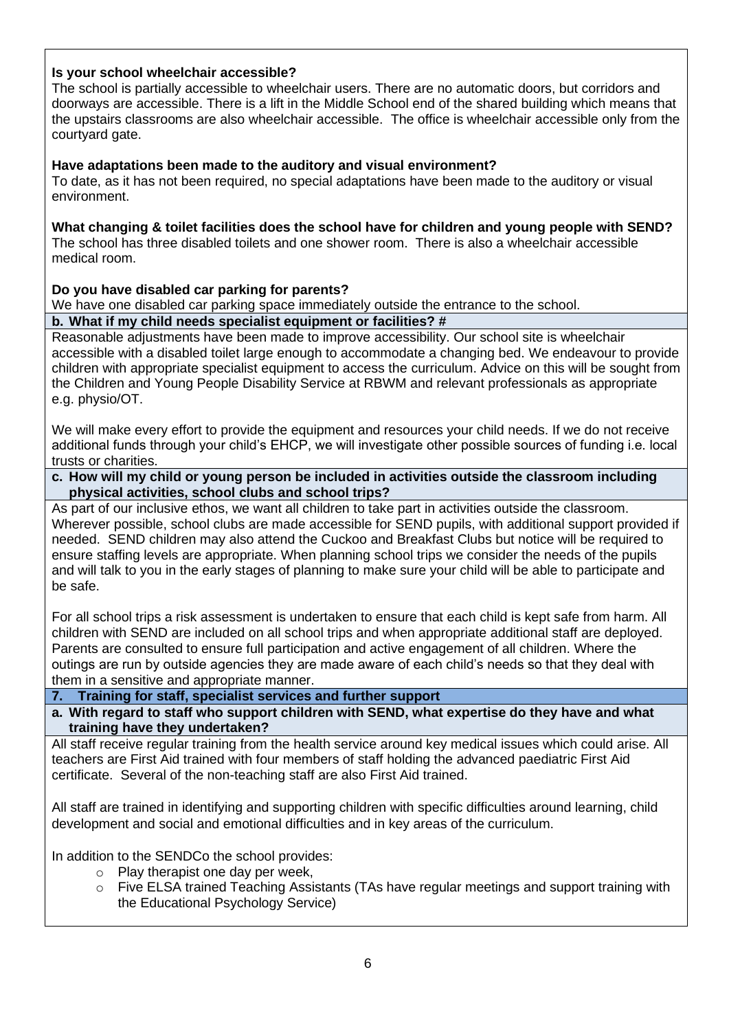**Is your school wheelchair accessible?**

The school is partially accessible to wheelchair users. There are no automatic doors, but corridors and doorways are accessible. There is a lift in the Middle School end of the shared building which means that the upstairs classrooms are also wheelchair accessible. The office is wheelchair accessible only from the courtyard gate.

**Have adaptations been made to the auditory and visual environment?**

To date, as it has not been required, no special adaptations have been made to the auditory or visual environment.

**What changing & toilet facilities does the school have for children and young people with SEND?**

The school has three disabled toilets and one shower room. There is also a wheelchair accessible medical room.

**Do you have disabled car parking for parents?**

We have one disabled car parking space immediately outside the entrance to the school.

**b. What if my child needs specialist equipment or facilities? #**

Reasonable adjustments have been made to improve accessibility. Our school site is wheelchair accessible with a disabled toilet large enough to accommodate a changing bed. We endeavour to provide children with appropriate specialist equipment to access the curriculum. Advice on this will be sought from the Children and Young People Disability Service at RBWM and relevant professionals as appropriate e.g. physio/OT.

We will make every effort to provide the equipment and resources your child needs. If we do not receive additional funds through your child's EHCP, we will investigate other possible sources of funding i.e. local trusts or charities.

**c. How will my child or young person be included in activities outside the classroom including physical activities, school clubs and school trips?**

As part of our inclusive ethos, we want all children to take part in activities outside the classroom. Wherever possible, school clubs are made accessible for SEND pupils, with additional support provided if needed. SEND children may also attend the Cuckoo and Breakfast Clubs but notice will be required to ensure staffing levels are appropriate. When planning school trips we consider the needs of the pupils and will talk to you in the early stages of planning to make sure your child will be able to participate and be safe.

For all school trips a risk assessment is undertaken to ensure that each child is kept safe from harm. All children with SEND are included on all school trips and when appropriate additional staff are deployed. Parents are consulted to ensure full participation and active engagement of all children. Where the outings are run by outside agencies they are made aware of each child's needs so that they deal with them in a sensitive and appropriate manner.

## 7. Training for staff, specialist services and further support

**a. With regard to staff who support children with SEND, what expertise do they have and what training have they undertaken?**

All staff receive regular training from the health service around key medical issues which could arise. All teachers are First Aid trained with four members of staff holding the advanced paediatric First Aid certificate. Several of the non-teaching staff are also First Aid trained.

All staff are trained in identifying and supporting children with specific difficulties around learning, child development and social and emotional difficulties and in key areas of the curriculum.

In addition to the SENDCo the school provides:

- Play therapist one day per week,
- Five ELSA trained Teaching Assistants (TAs have regular meetings and support training with the Educational Psychology Service)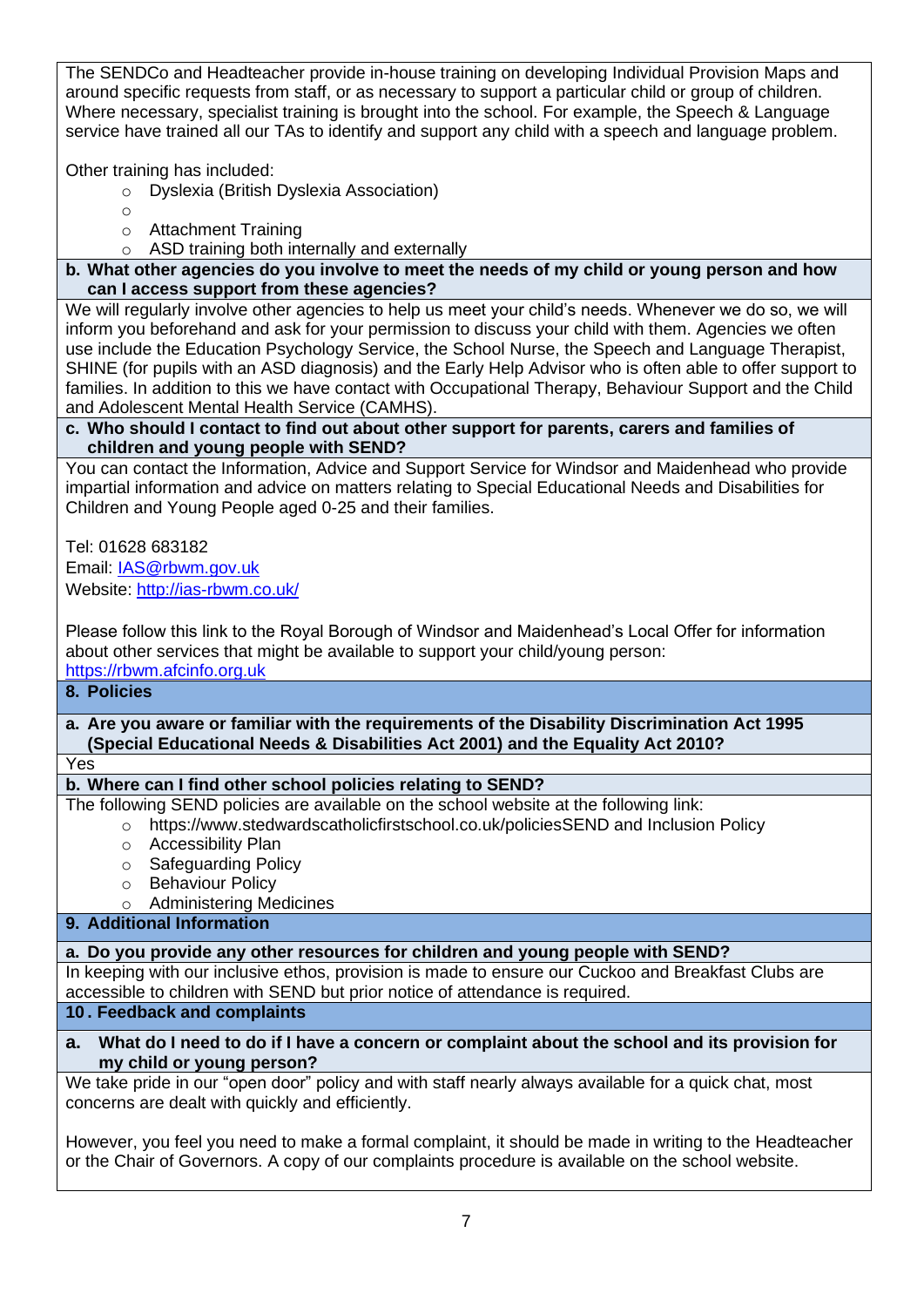The SENDCo and Headteacher provide in-house training on developing Individual Provision Maps and around specific requests from staff, or as necessary to support a particular child or group of children. Where necessary, specialist training is brought into the school. For example, the Speech & Language service have trained all our TAs to identify and support any child with a speech and language problem.

Other training has included:

- Dyslexia (British Dyslexia Association)
- 
- Attachment Training
- ASD training both internally and externally

**b. What other agencies do you involve to meet the needs of my child or young person and how can I access support from these agencies?**

We will regularly involve other agencies to help us meet your child's needs. Whenever we do so, we will inform you beforehand and ask for your permission to discuss your child with them. Agencies we often use include the Education Psychology Service, the Speech and Language Therapist, SHINE (for pupils with an ASD diagnosis) and the Early Help Advisor who is often able to offer support to families. In addition to this we have contact with Occupational Therapy, Behaviour Support and the Child and Adolescent Mental Health Service (CAMHS).

**c. Who should I contact to find out about other support for parents, carers and families of children and young people with SEND?**

You can contact the Information, Advice and Support Service for Windsor and Maidenhead who provide impartial information and advice on matters relating to Special Educational Needs and Disabilities for Children and Young People aged 0-25 and their families.

Tel: 01628 683182
Email: IAS@rbwm.gov.uk
Website: http://ias-rbwm.co.uk/

Please follow this link to the Royal Borough of Windsor and Maidenhead's Local Offer for information about other services that might be available to support your child/young person:
https://rbwm.afcinfo.org.uk

## 8. Policies

**a. Are you aware or familiar with the requirements of the Disability Discrimination Act 1995 (Special Educational Needs & Disabilities Act 2001) and the Equality Act 2010?**

Yes

**b. Where can I find other school policies relating to SEND?**

The following SEND policies are available on the school website at the following link:

- https://www.stedwardscatholicfirstschool.co.uk/policiesSEND and Inclusion Policy
- Accessibility Plan
- Safeguarding Policy
- Behaviour Policy
- Administering Medicines

## 9. Additional Information

**a. Do you provide any other resources for children and young people with SEND?**

In keeping with our inclusive ethos, provision is made to ensure our Cuckoo and Breakfast Clubs are accessible to children with SEND but prior notice of attendance is required.

## 10. Feedback and complaints

**a. What do I need to do if I have a concern or complaint about the school and its provision for my child or young person?**

We take pride in our "open door" policy and with staff nearly always available for a quick chat, most concerns are dealt with quickly and efficiently.

However, you feel you need to make a formal complaint, it should be made in writing to the Headteacher or the Chair of Governors. A copy of our complaints procedure is available on the school website.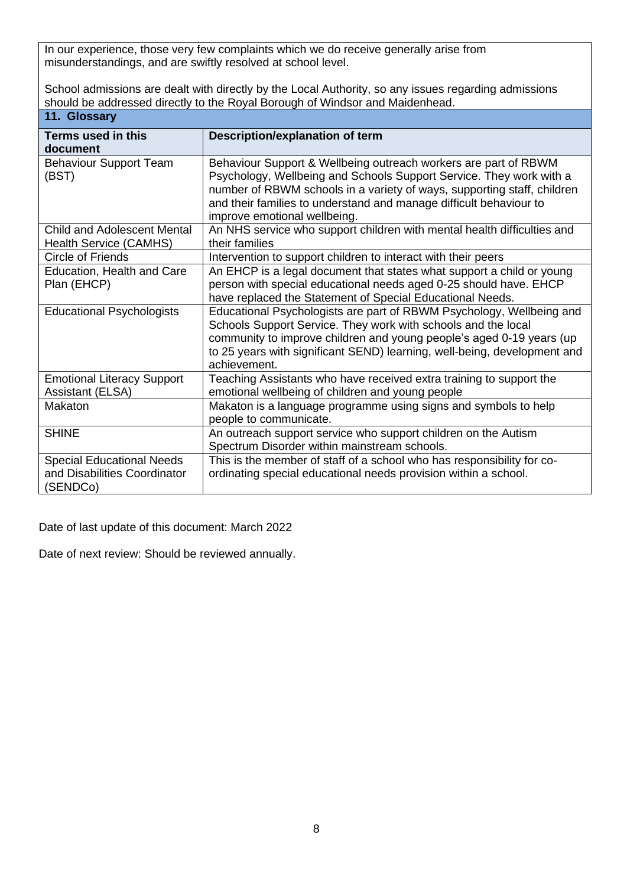In our experience, those very few complaints which we do receive generally arise from misunderstandings, and are swiftly resolved at school level.

School admissions are dealt with directly by the Local Authority, so any issues regarding admissions should be addressed directly to the Royal Borough of Windsor and Maidenhead.

## 11. Glossary

| Terms used in this document | Description/explanation of term |
|---|---|
| Behaviour Support Team (BST) | Behaviour Support & Wellbeing outreach workers are part of RBWM Psychology, Wellbeing and Schools Support Service. They work with a number of RBWM schools in a variety of ways, supporting staff, children and their families to understand and manage difficult behaviour to improve emotional wellbeing. |
| Child and Adolescent Mental Health Service (CAMHS) | An NHS service who support children with mental health difficulties and their families |
| Circle of Friends | Intervention to support children to interact with their peers |
| Education, Health and Care Plan (EHCP) | An EHCP is a legal document that states what support a child or young person with special educational needs aged 0-25 should have. EHCP have replaced the Statement of Special Educational Needs. |
| Educational Psychologists | Educational Psychologists are part of RBWM Psychology, Wellbeing and Schools Support Service. They work with schools and the local community to improve children and young people's aged 0-19 years (up to 25 years with significant SEND) learning, well-being, development and achievement. |
| Emotional Literacy Support Assistant (ELSA) | Teaching Assistants who have received extra training to support the emotional wellbeing of children and young people |
| Makaton | Makaton is a language programme using signs and symbols to help people to communicate. |
| SHINE | An outreach support service who support children on the Autism Spectrum Disorder within mainstream schools. |
| Special Educational Needs and Disabilities Coordinator (SENDCo) | This is the member of staff of a school who has responsibility for co-ordinating special educational needs provision within a school. |

Date of last update of this document: March 2022

Date of next review: Should be reviewed annually.